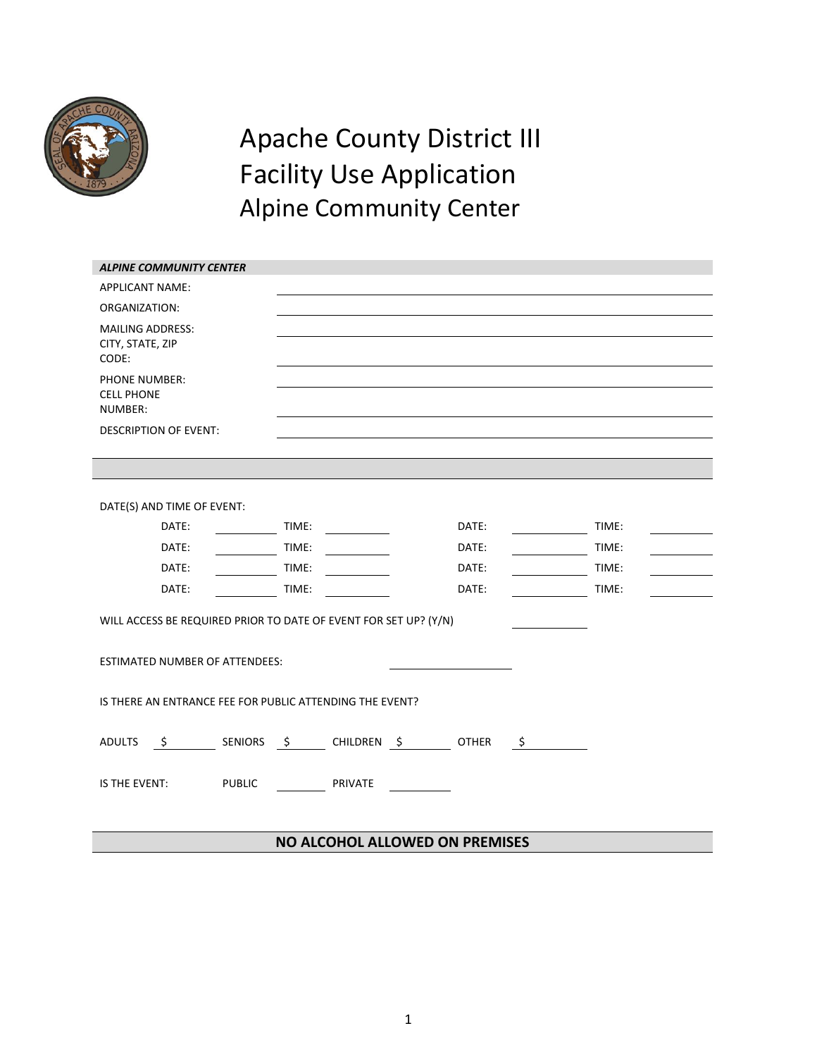# Apache County District III
# Facility Use Application
## Alpine Community Center

***ALPINE COMMUNITY CENTER***

APPLICANT NAME: ______________________________

ORGANIZATION: ______________________________

MAILING ADDRESS: ______________________________

CITY, STATE, ZIP CODE: ______________________________

PHONE NUMBER: ______________________________

CELL PHONE NUMBER: ______________________________

DESCRIPTION OF EVENT: ______________________________

DATE(S) AND TIME OF EVENT:

| DATE: | | TIME: | | DATE: | | TIME: | |
|---|---|---|---|---|---|---|---|
| DATE: | | TIME: | | DATE: | | TIME: | |
| DATE: | | TIME: | | DATE: | | TIME: | |
| DATE: | | TIME: | | DATE: | | TIME: | |
| DATE: | | TIME: | | DATE: | | TIME: | |

WILL ACCESS BE REQUIRED PRIOR TO DATE OF EVENT FOR SET UP? (Y/N) __________

ESTIMATED NUMBER OF ATTENDEES: __________

IS THERE AN ENTRANCE FEE FOR PUBLIC ATTENDING THE EVENT?

ADULTS $ ______ SENIORS $ ______ CHILDREN $ ______ OTHER $ ______

IS THE EVENT: PUBLIC ______ PRIVATE ______

**NO ALCOHOL ALLOWED ON PREMISES**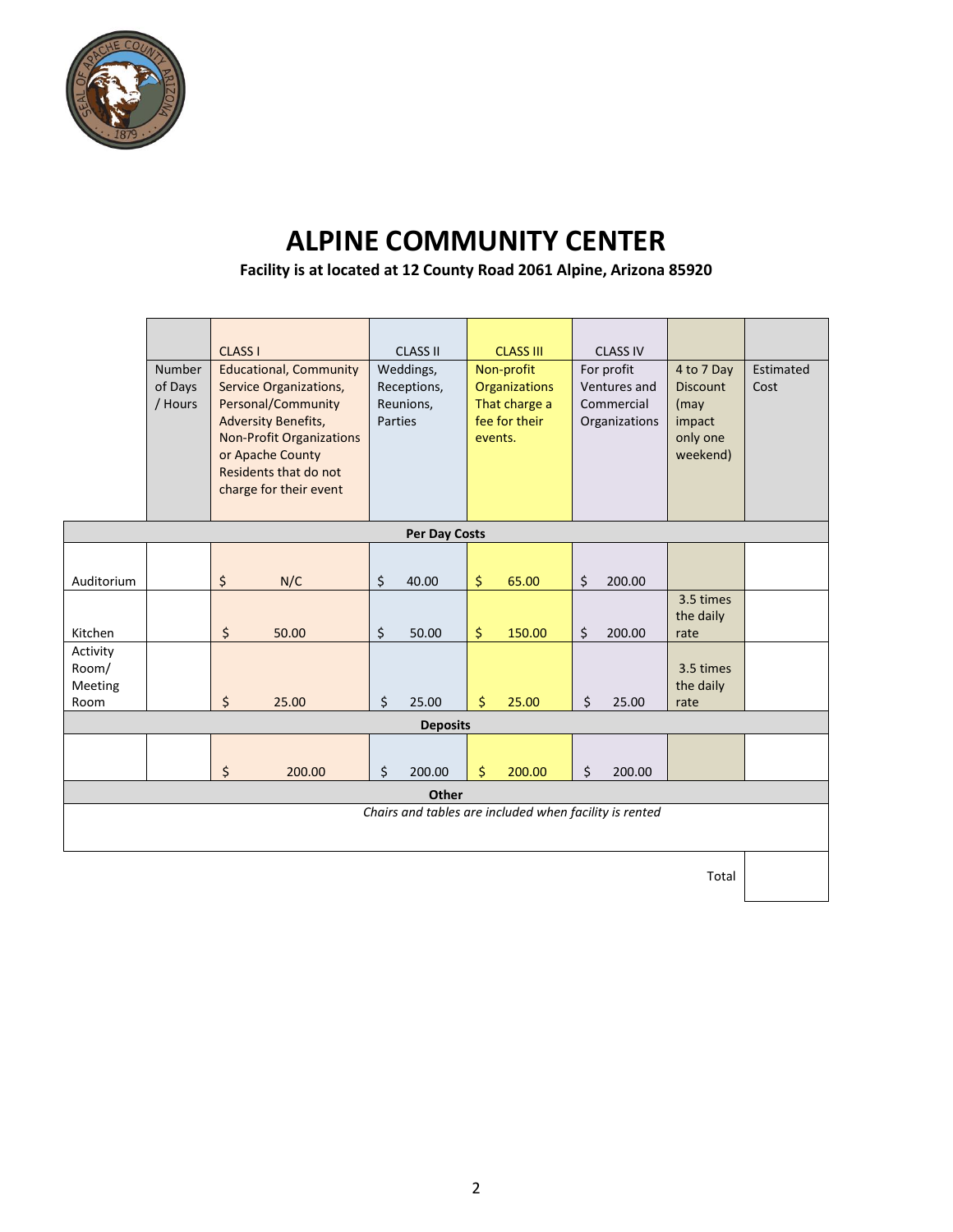# ALPINE COMMUNITY CENTER

**Facility is at located at 12 County Road 2061 Alpine, Arizona 85920**

| | Number of Days / Hours | CLASS I<br>Educational, Community Service Organizations, Personal/Community Adversity Benefits, Non-Profit Organizations or Apache County Residents that do not charge for their event | CLASS II<br>Weddings, Receptions, Reunions, Parties | CLASS III<br>Non-profit Organizations That charge a fee for their events. | CLASS IV<br>For profit Ventures and Commercial Organizations | 4 to 7 Day Discount (may impact only one weekend) | Estimated Cost |
|---|---|---|---|---|---|---|---|
| **Per Day Costs** | | | | | | | |
| Auditorium | | $ N/C | $ 40.00 | $ 65.00 | $ 200.00 | | |
| Kitchen | | $ 50.00 | $ 50.00 | $ 150.00 | $ 200.00 | 3.5 times the daily rate | |
| Activity Room/ Meeting Room | | $ 25.00 | $ 25.00 | $ 25.00 | $ 25.00 | 3.5 times the daily rate | |
| **Deposits** | | | | | | | |
| | | $ 200.00 | $ 200.00 | $ 200.00 | $ 200.00 | | |
| **Other** | | | | | | | |
| *Chairs and tables are included when facility is rented* | | | | | | | |
| | | | | | | Total | |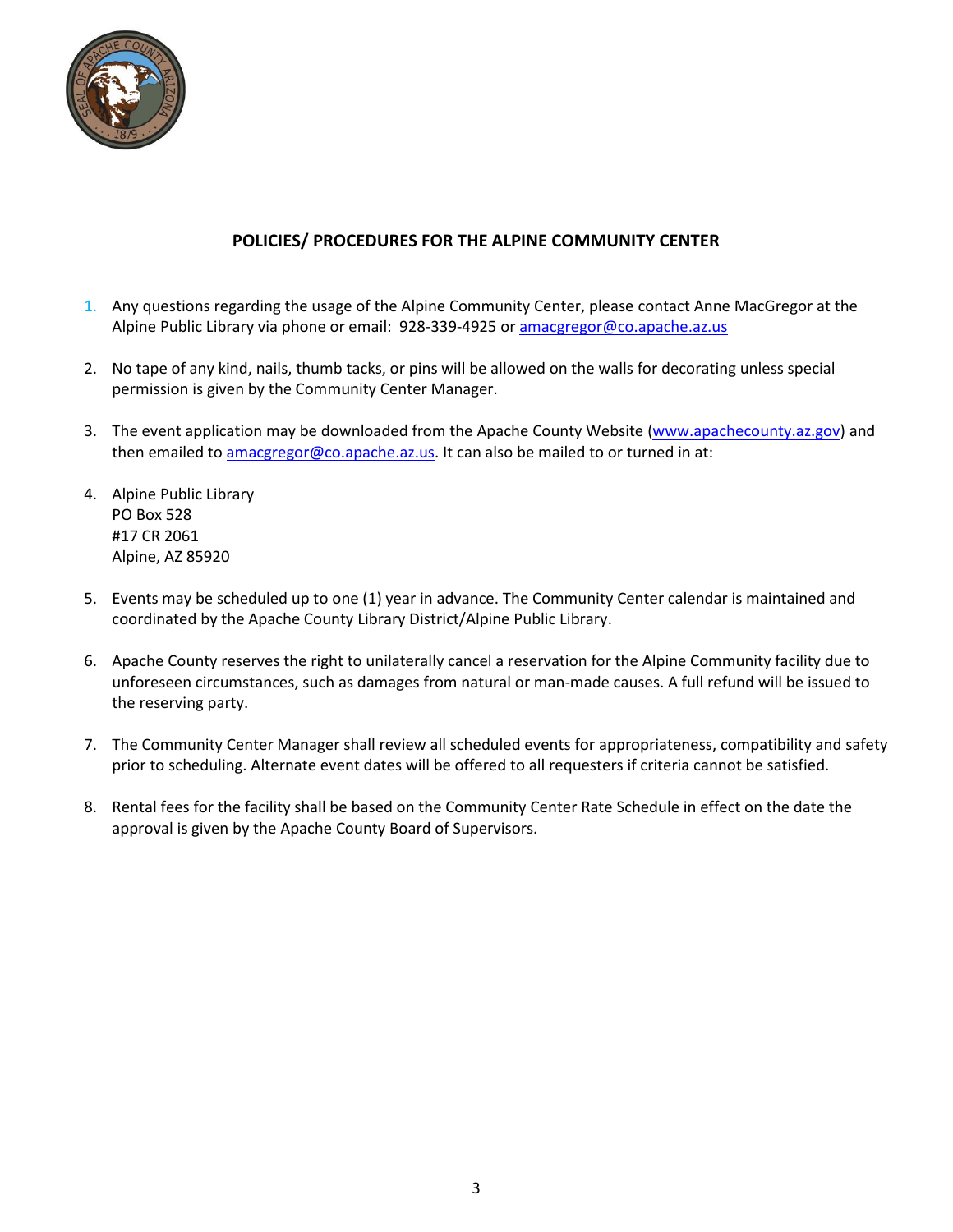## POLICIES/ PROCEDURES FOR THE ALPINE COMMUNITY CENTER

1. Any questions regarding the usage of the Alpine Community Center, please contact Anne MacGregor at the Alpine Public Library via phone or email: 928-339-4925 or amacgregor@co.apache.az.us

2. No tape of any kind, nails, thumb tacks, or pins will be allowed on the walls for decorating unless special permission is given by the Community Center Manager.

3. The event application may be downloaded from the Apache County Website (www.apachecounty.az.gov) and then emailed to amacgregor@co.apache.az.us. It can also be mailed to or turned in at:

4. Alpine Public Library
   PO Box 528
   #17 CR 2061
   Alpine, AZ 85920

5. Events may be scheduled up to one (1) year in advance. The Community Center calendar is maintained and coordinated by the Apache County Library District/Alpine Public Library.

6. Apache County reserves the right to unilaterally cancel a reservation for the Alpine Community facility due to unforeseen circumstances, such as damages from natural or man-made causes. A full refund will be issued to the reserving party.

7. The Community Center Manager shall review all scheduled events for appropriateness, compatibility and safety prior to scheduling. Alternate event dates will be offered to all requesters if criteria cannot be satisfied.

8. Rental fees for the facility shall be based on the Community Center Rate Schedule in effect on the date the approval is given by the Apache County Board of Supervisors.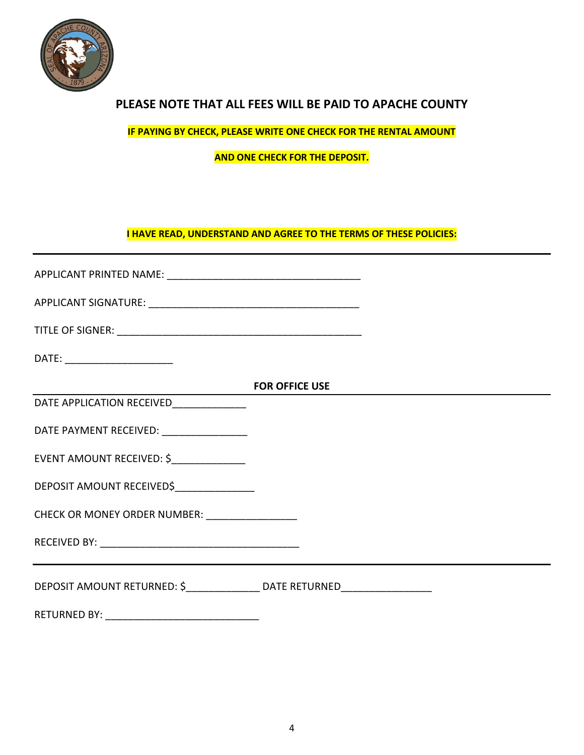**PLEASE NOTE THAT ALL FEES WILL BE PAID TO APACHE COUNTY**

**IF PAYING BY CHECK, PLEASE WRITE ONE CHECK FOR THE RENTAL AMOUNT**

**AND ONE CHECK FOR THE DEPOSIT.**

**I HAVE READ, UNDERSTAND AND AGREE TO THE TERMS OF THESE POLICIES:**

---

APPLICANT PRINTED NAME: ___________________________________

APPLICANT SIGNATURE: ______________________________________

TITLE OF SIGNER: ____________________________________________

DATE: ___________________

**FOR OFFICE USE**

DATE APPLICATION RECEIVED_____________

DATE PAYMENT RECEIVED: _______________

EVENT AMOUNT RECEIVED: $_____________

DEPOSIT AMOUNT RECEIVED$______________

CHECK OR MONEY ORDER NUMBER: ________________

RECEIVED BY: ____________________________________

---

DEPOSIT AMOUNT RETURNED: $_____________ DATE RETURNED________________

RETURNED BY: ____________________________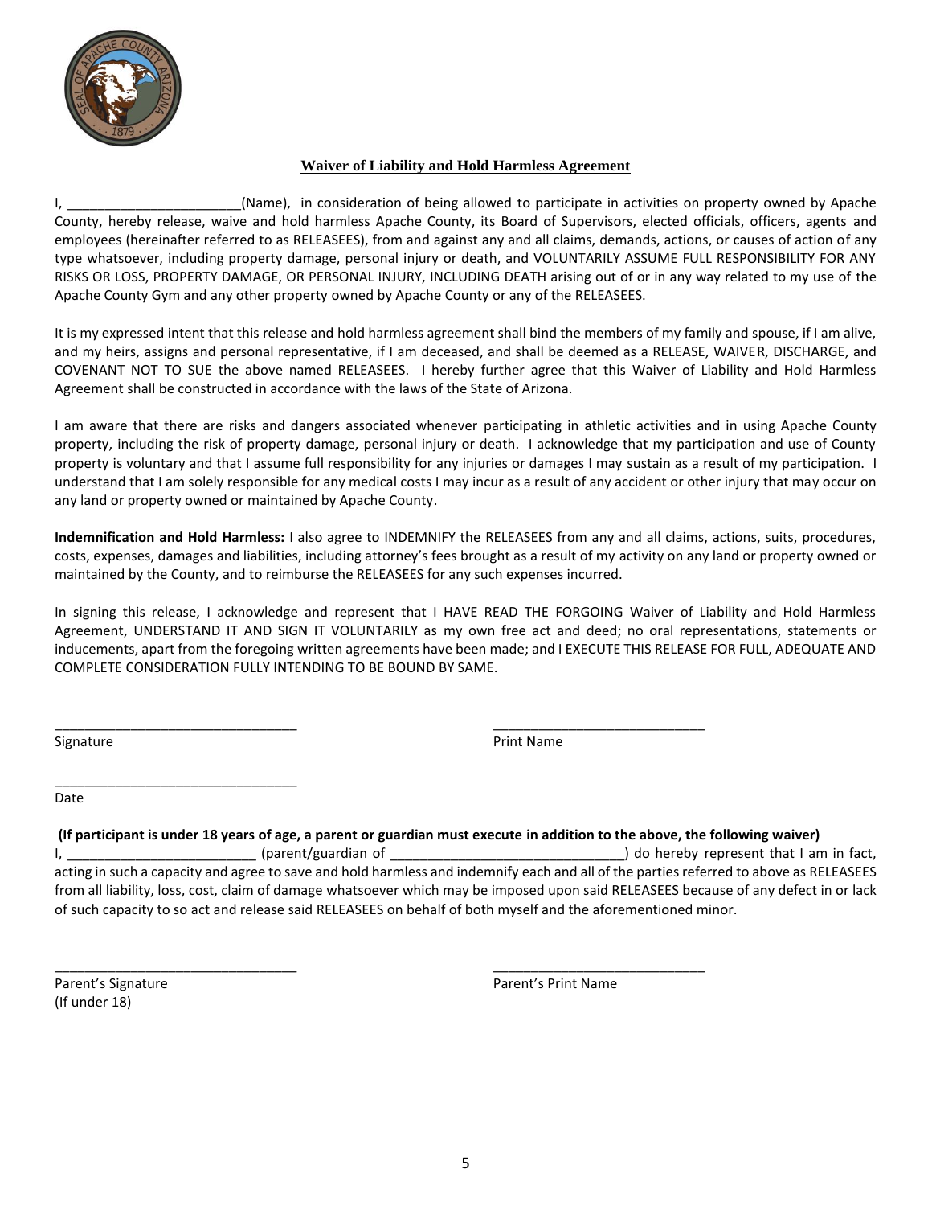## Waiver of Liability and Hold Harmless Agreement

I, _______________________(Name), in consideration of being allowed to participate in activities on property owned by Apache County, hereby release, waive and hold harmless Apache County, its Board of Supervisors, elected officials, officers, agents and employees (hereinafter referred to as RELEASEES), from and against any and all claims, demands, actions, or causes of action of any type whatsoever, including property damage, personal injury or death, and VOLUNTARILY ASSUME FULL RESPONSIBILITY FOR ANY RISKS OR LOSS, PROPERTY DAMAGE, OR PERSONAL INJURY, INCLUDING DEATH arising out of or in any way related to my use of the Apache County Gym and any other property owned by Apache County or any of the RELEASEES.

It is my expressed intent that this release and hold harmless agreement shall bind the members of my family and spouse, if I am alive, and my heirs, assigns and personal representative, if I am deceased, and shall be deemed as a RELEASE, WAIVER, DISCHARGE, and COVENANT NOT TO SUE the above named RELEASEES. I hereby further agree that this Waiver of Liability and Hold Harmless Agreement shall be constructed in accordance with the laws of the State of Arizona.

I am aware that there are risks and dangers associated whenever participating in athletic activities and in using Apache County property, including the risk of property damage, personal injury or death. I acknowledge that my participation and use of County property is voluntary and that I assume full responsibility for any injuries or damages I may sustain as a result of my participation. I understand that I am solely responsible for any medical costs I may incur as a result of any accident or other injury that may occur on any land or property owned or maintained by Apache County.

**Indemnification and Hold Harmless:** I also agree to INDEMNIFY the RELEASEES from any and all claims, actions, suits, procedures, costs, expenses, damages and liabilities, including attorney's fees brought as a result of my activity on any land or property owned or maintained by the County, and to reimburse the RELEASEES for any such expenses incurred.

In signing this release, I acknowledge and represent that I HAVE READ THE FORGOING Waiver of Liability and Hold Harmless Agreement, UNDERSTAND IT AND SIGN IT VOLUNTARILY as my own free act and deed; no oral representations, statements or inducements, apart from the foregoing written agreements have been made; and I EXECUTE THIS RELEASE FOR FULL, ADEQUATE AND COMPLETE CONSIDERATION FULLY INTENDING TO BE BOUND BY SAME.

________________________________ ____________________________

Signature Print Name

________________________________

Date

**(If participant is under 18 years of age, a parent or guardian must execute in addition to the above, the following waiver)**

I, _________________________ (parent/guardian of ______________________________) do hereby represent that I am in fact, acting in such a capacity and agree to save and hold harmless and indemnify each and all of the parties referred to above as RELEASEES from all liability, loss, cost, claim of damage whatsoever which may be imposed upon said RELEASEES because of any defect in or lack of such capacity to so act and release said RELEASEES on behalf of both myself and the aforementioned minor.

________________________________ ____________________________

Parent's Signature Parent's Print Name

(If under 18)